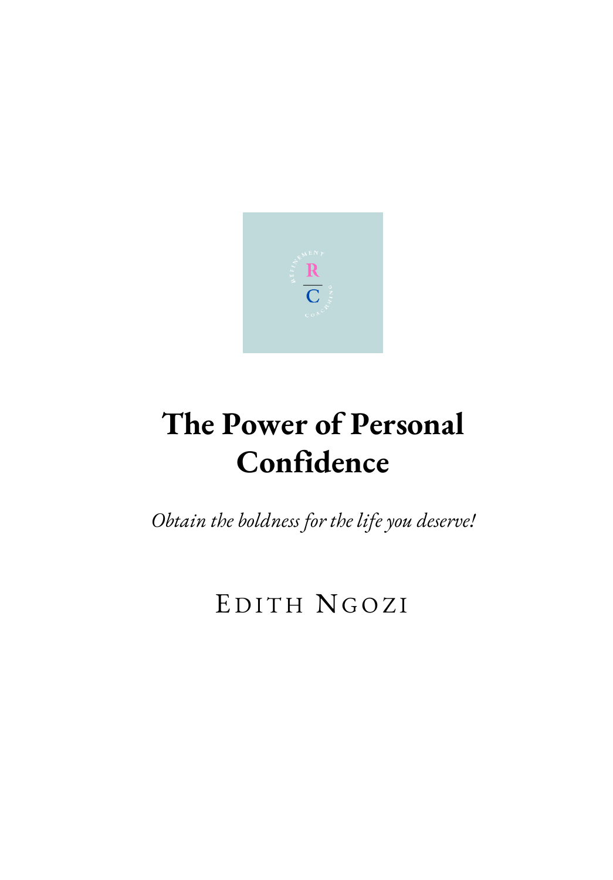# The Power of Personal Confidence

*Obtain the boldness for the life you deserve!*

EDITH NGOZI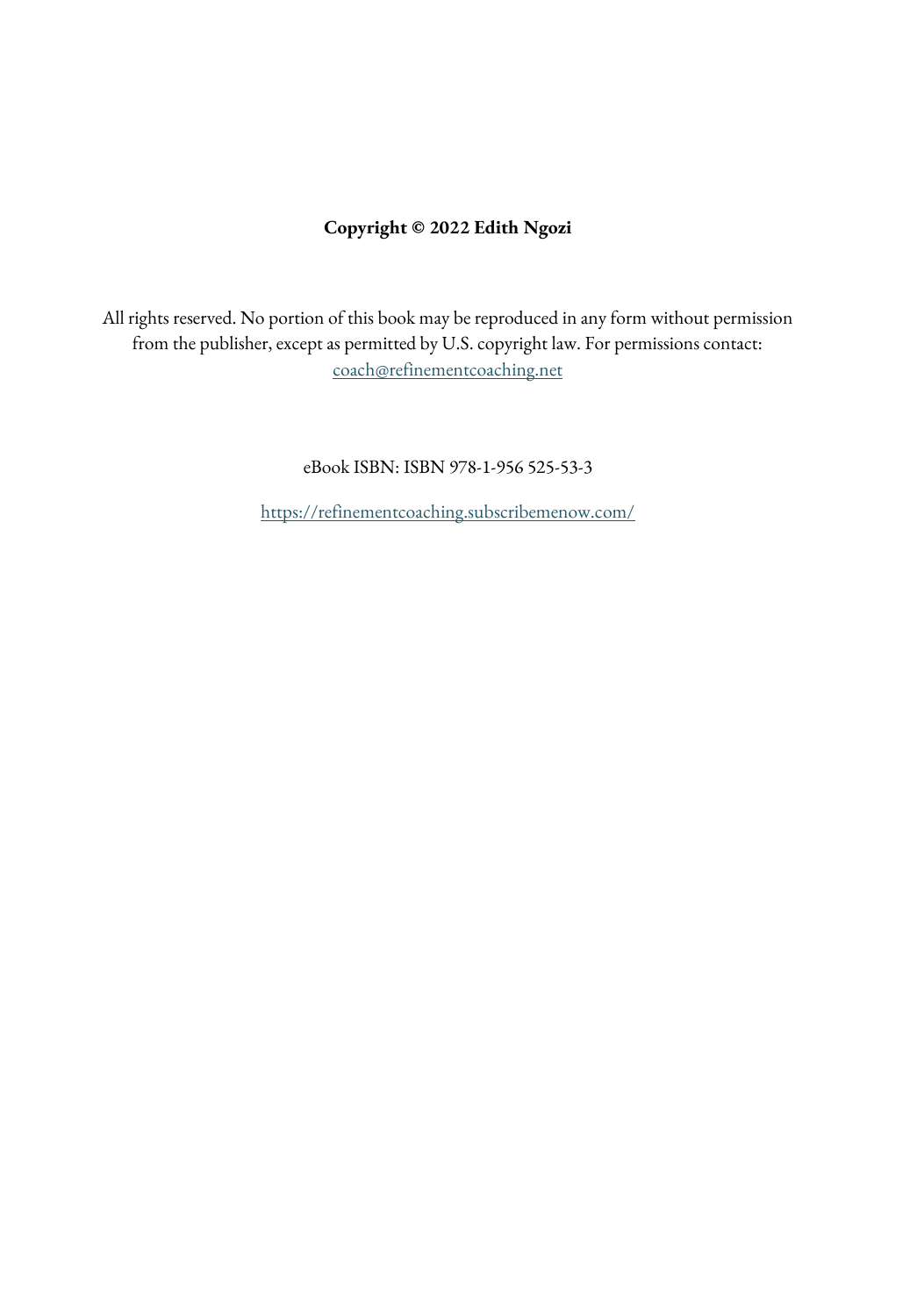**Copyright © 2022 Edith Ngozi**

All rights reserved. No portion of this book may be reproduced in any form without permission from the publisher, except as permitted by U.S. copyright law. For permissions contact: coach@refinementcoaching.net

eBook ISBN: ISBN 978-1-956 525-53-3

https://refinementcoaching.subscribemenow.com/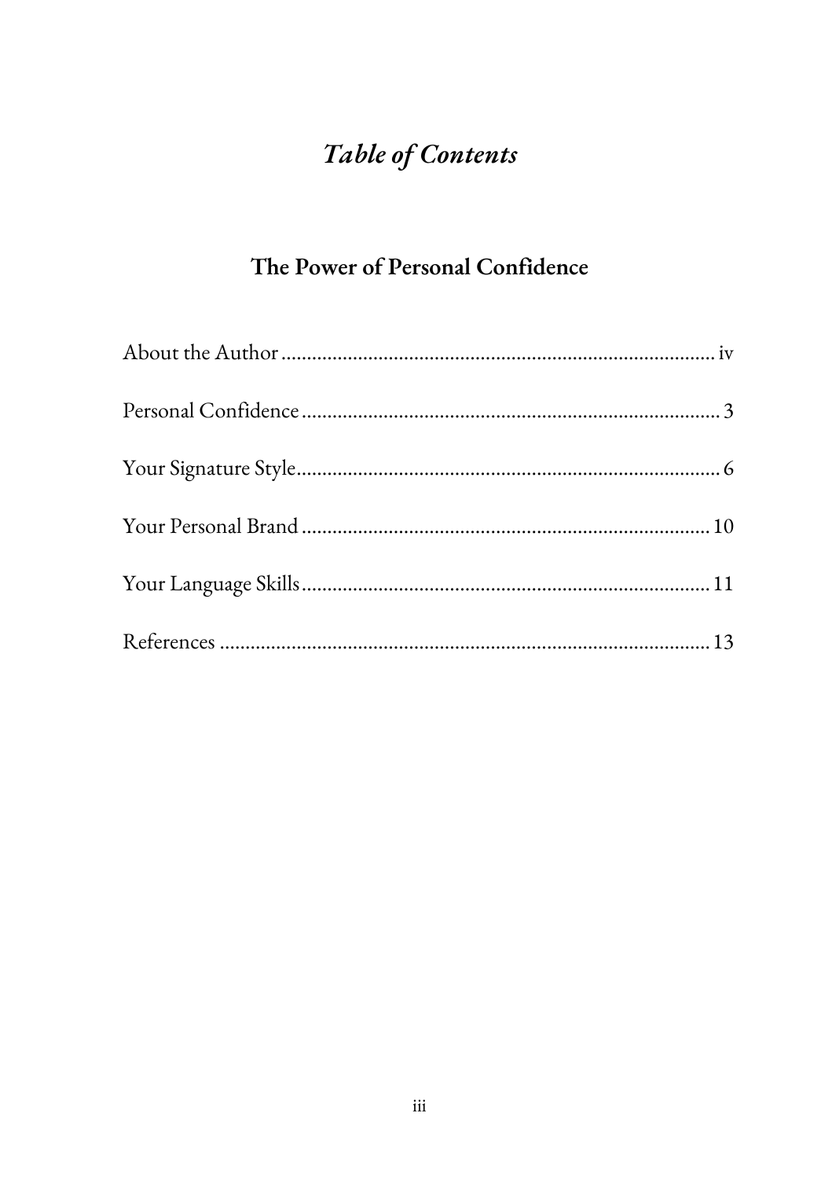# *Table of Contents*

## The Power of Personal Confidence

About the Author .................................................................................... iv

Personal Confidence .................................................................................. 3

Your Signature Style ................................................................................... 6

Your Personal Brand ................................................................................ 10

Your Language Skills ................................................................................ 11

References ................................................................................................ 13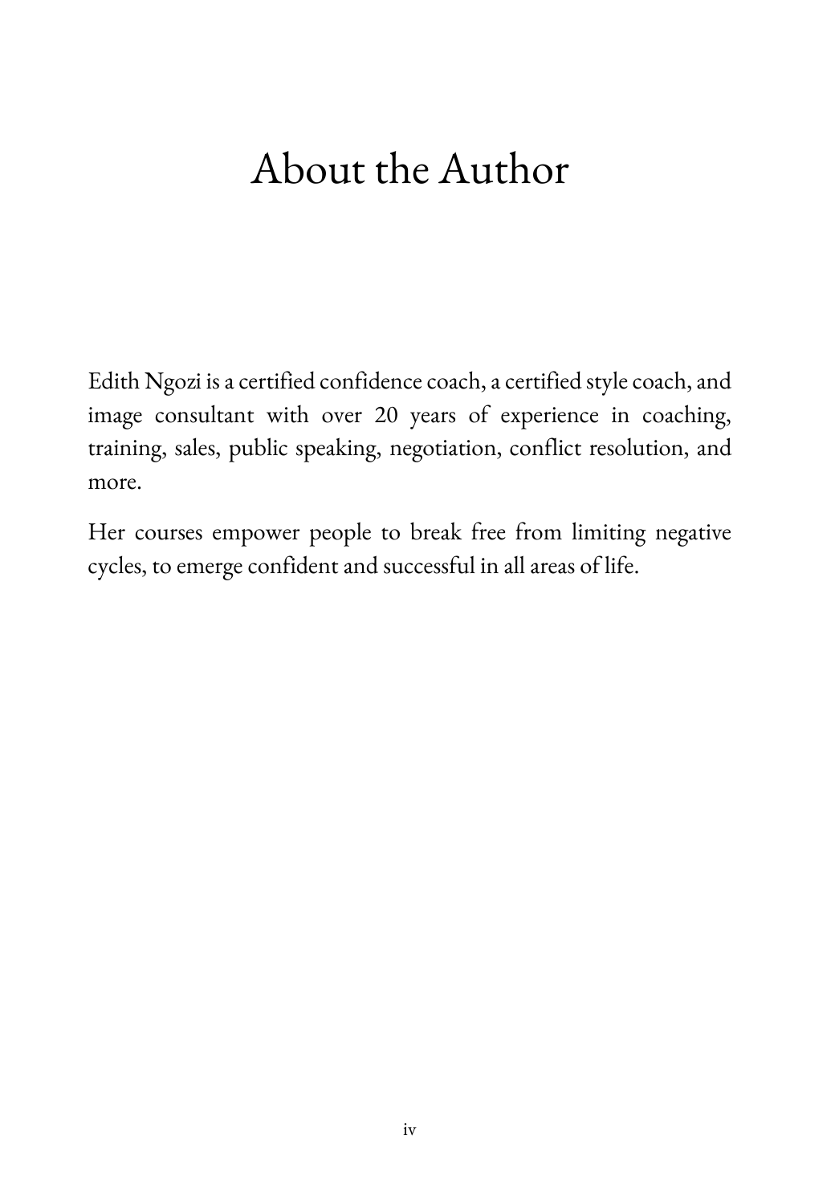# About the Author

Edith Ngozi is a certified confidence coach, a certified style coach, and image consultant with over 20 years of experience in coaching, training, sales, public speaking, negotiation, conflict resolution, and more.

Her courses empower people to break free from limiting negative cycles, to emerge confident and successful in all areas of life.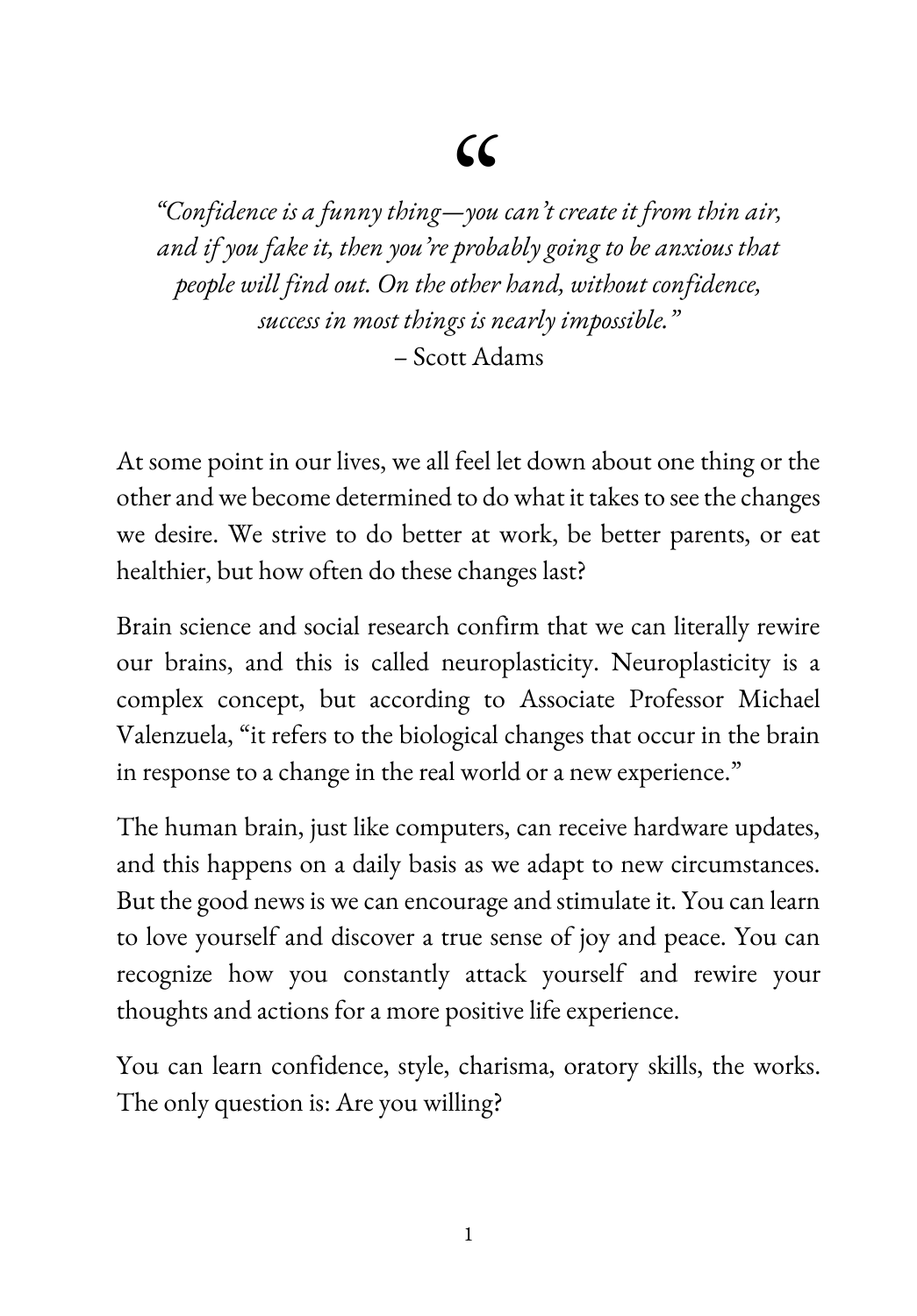> *"Confidence is a funny thing—you can't create it from thin air, and if you fake it, then you're probably going to be anxious that people will find out. On the other hand, without confidence, success in most things is nearly impossible."*
> – Scott Adams

At some point in our lives, we all feel let down about one thing or the other and we become determined to do what it takes to see the changes we desire. We strive to do better at work, be better parents, or eat healthier, but how often do these changes last?

Brain science and social research confirm that we can literally rewire our brains, and this is called neuroplasticity. Neuroplasticity is a complex concept, but according to Associate Professor Michael Valenzuela, "it refers to the biological changes that occur in the brain in response to a change in the real world or a new experience."

The human brain, just like computers, can receive hardware updates, and this happens on a daily basis as we adapt to new circumstances. But the good news is we can encourage and stimulate it. You can learn to love yourself and discover a true sense of joy and peace. You can recognize how you constantly attack yourself and rewire your thoughts and actions for a more positive life experience.

You can learn confidence, style, charisma, oratory skills, the works. The only question is: Are you willing?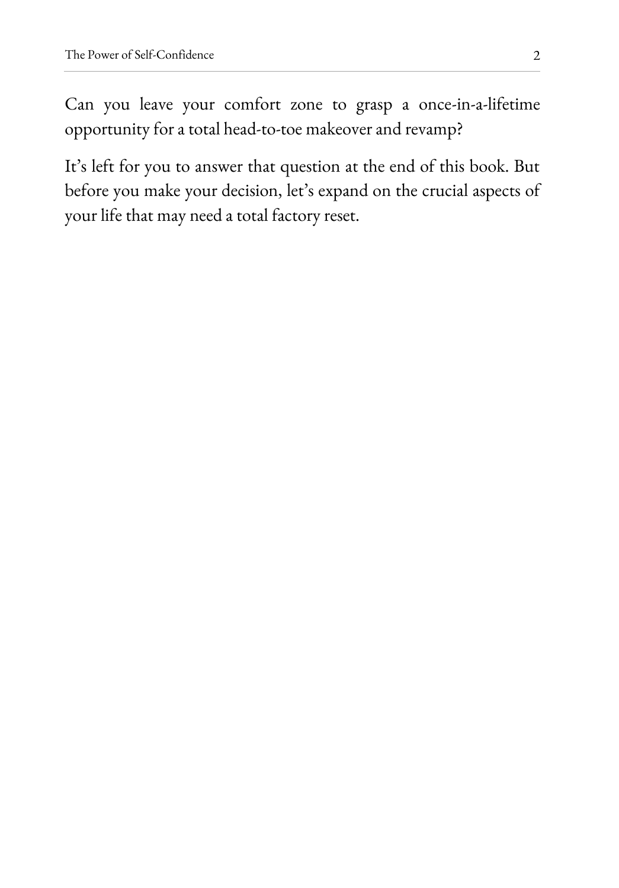Can you leave your comfort zone to grasp a once-in-a-lifetime opportunity for a total head-to-toe makeover and revamp?

It's left for you to answer that question at the end of this book. But before you make your decision, let's expand on the crucial aspects of your life that may need a total factory reset.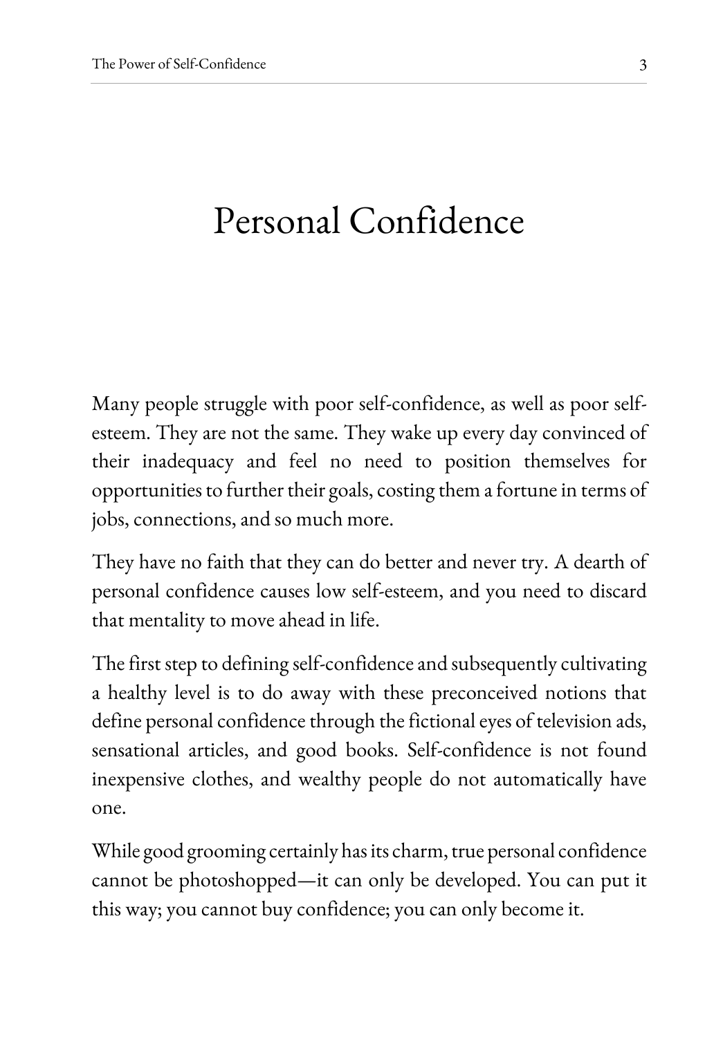# Personal Confidence

Many people struggle with poor self-confidence, as well as poor self-esteem. They are not the same. They wake up every day convinced of their inadequacy and feel no need to position themselves for opportunities to further their goals, costing them a fortune in terms of jobs, connections, and so much more.

They have no faith that they can do better and never try. A dearth of personal confidence causes low self-esteem, and you need to discard that mentality to move ahead in life.

The first step to defining self-confidence and subsequently cultivating a healthy level is to do away with these preconceived notions that define personal confidence through the fictional eyes of television ads, sensational articles, and good books. Self-confidence is not found inexpensive clothes, and wealthy people do not automatically have one.

While good grooming certainly has its charm, true personal confidence cannot be photoshopped—it can only be developed. You can put it this way; you cannot buy confidence; you can only become it.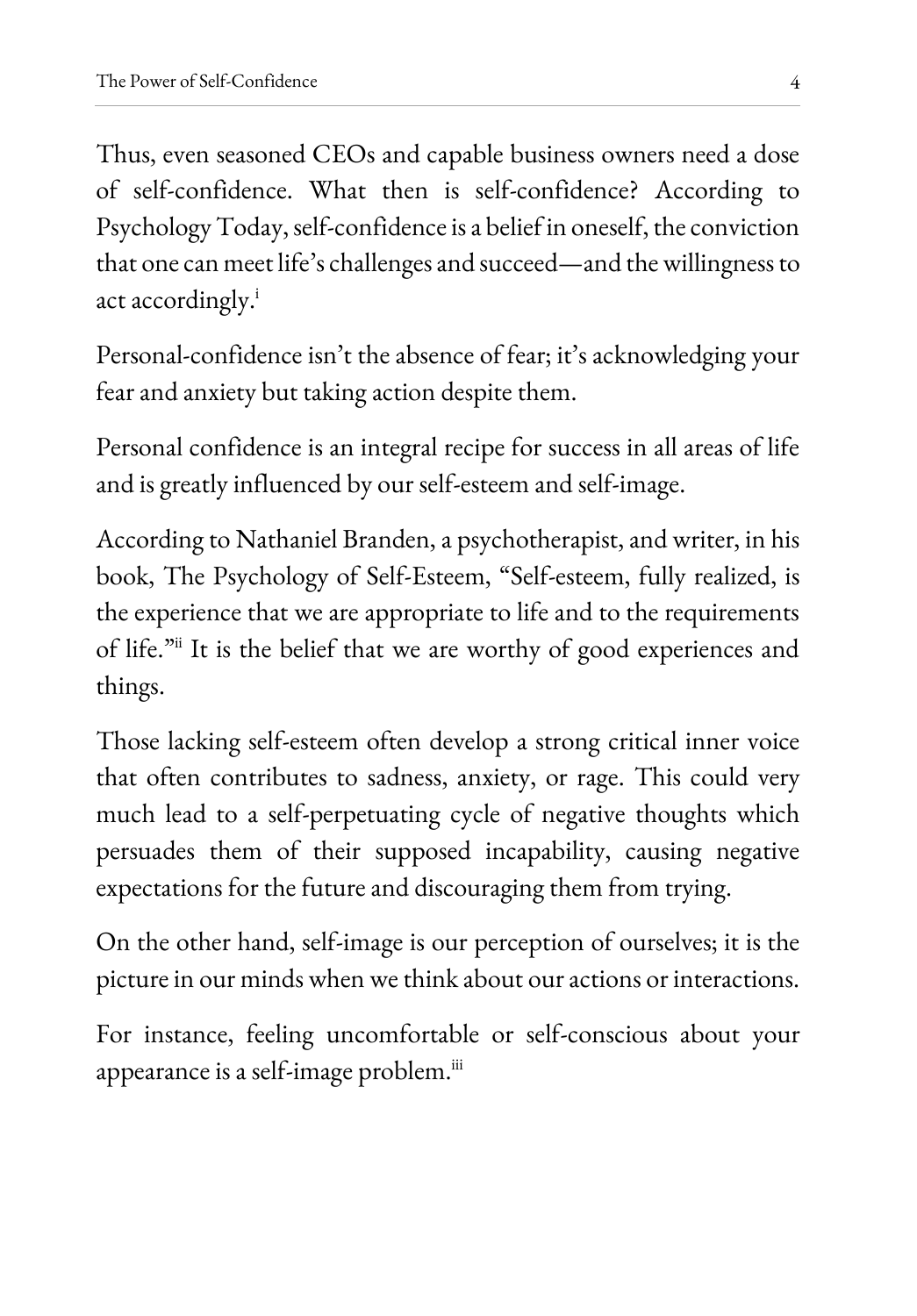Thus, even seasoned CEOs and capable business owners need a dose of self-confidence. What then is self-confidence? According to Psychology Today, self-confidence is a belief in oneself, the conviction that one can meet life's challenges and succeed—and the willingness to act accordingly.[i]

Personal-confidence isn't the absence of fear; it's acknowledging your fear and anxiety but taking action despite them.

Personal confidence is an integral recipe for success in all areas of life and is greatly influenced by our self-esteem and self-image.

According to Nathaniel Branden, a psychotherapist, and writer, in his book, The Psychology of Self-Esteem, "Self-esteem, fully realized, is the experience that we are appropriate to life and to the requirements of life."[ii] It is the belief that we are worthy of good experiences and things.

Those lacking self-esteem often develop a strong critical inner voice that often contributes to sadness, anxiety, or rage. This could very much lead to a self-perpetuating cycle of negative thoughts which persuades them of their supposed incapability, causing negative expectations for the future and discouraging them from trying.

On the other hand, self-image is our perception of ourselves; it is the picture in our minds when we think about our actions or interactions.

For instance, feeling uncomfortable or self-conscious about your appearance is a self-image problem.[iii]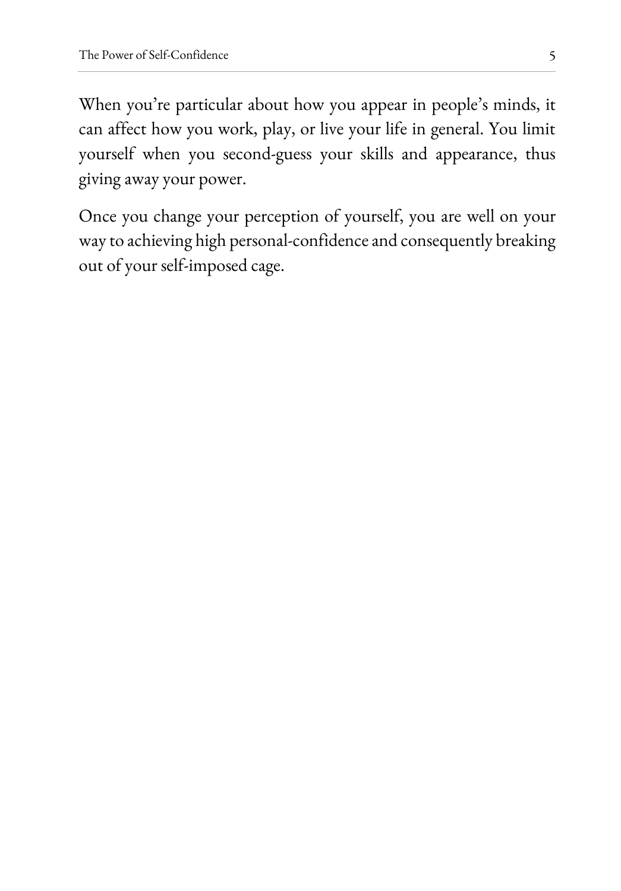When you're particular about how you appear in people's minds, it can affect how you work, play, or live your life in general. You limit yourself when you second-guess your skills and appearance, thus giving away your power.

Once you change your perception of yourself, you are well on your way to achieving high personal-confidence and consequently breaking out of your self-imposed cage.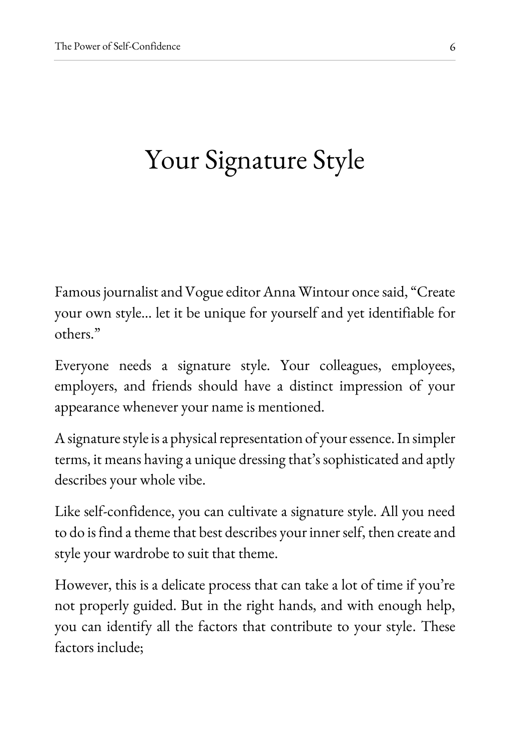# Your Signature Style

Famous journalist and Vogue editor Anna Wintour once said, "Create your own style... let it be unique for yourself and yet identifiable for others."

Everyone needs a signature style. Your colleagues, employees, employers, and friends should have a distinct impression of your appearance whenever your name is mentioned.

A signature style is a physical representation of your essence. In simpler terms, it means having a unique dressing that's sophisticated and aptly describes your whole vibe.

Like self-confidence, you can cultivate a signature style. All you need to do is find a theme that best describes your inner self, then create and style your wardrobe to suit that theme.

However, this is a delicate process that can take a lot of time if you're not properly guided. But in the right hands, and with enough help, you can identify all the factors that contribute to your style. These factors include;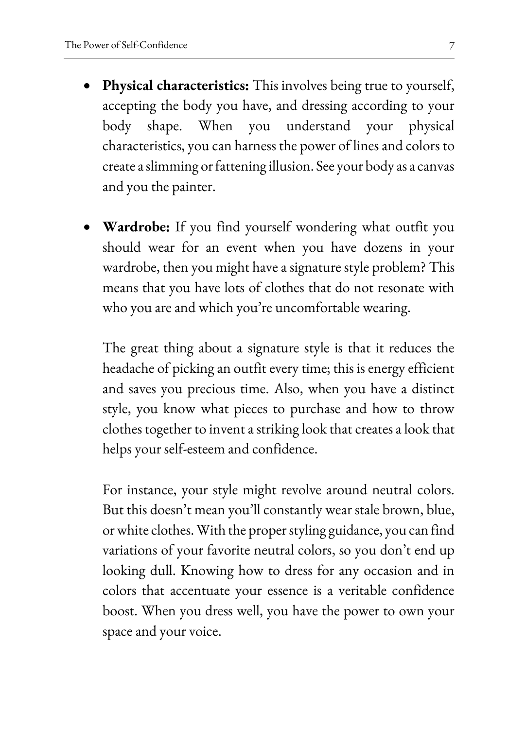- **Physical characteristics:** This involves being true to yourself, accepting the body you have, and dressing according to your body shape. When you understand your physical characteristics, you can harness the power of lines and colors to create a slimming or fattening illusion. See your body as a canvas and you the painter.

- **Wardrobe:** If you find yourself wondering what outfit you should wear for an event when you have dozens in your wardrobe, then you might have a signature style problem? This means that you have lots of clothes that do not resonate with who you are and which you're uncomfortable wearing.

  The great thing about a signature style is that it reduces the headache of picking an outfit every time; this is energy efficient and saves you precious time. Also, when you have a distinct style, you know what pieces to purchase and how to throw clothes together to invent a striking look that creates a look that helps your self-esteem and confidence.

  For instance, your style might revolve around neutral colors. But this doesn't mean you'll constantly wear stale brown, blue, or white clothes. With the proper styling guidance, you can find variations of your favorite neutral colors, so you don't end up looking dull. Knowing how to dress for any occasion and in colors that accentuate your essence is a veritable confidence boost. When you dress well, you have the power to own your space and your voice.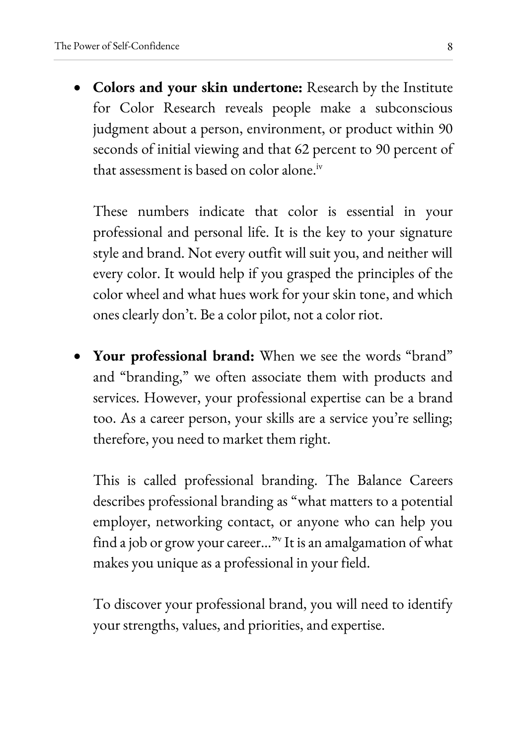- **Colors and your skin undertone:** Research by the Institute for Color Research reveals people make a subconscious judgment about a person, environment, or product within 90 seconds of initial viewing and that 62 percent to 90 percent of that assessment is based on color alone.[iv]

  These numbers indicate that color is essential in your professional and personal life. It is the key to your signature style and brand. Not every outfit will suit you, and neither will every color. It would help if you grasped the principles of the color wheel and what hues work for your skin tone, and which ones clearly don't. Be a color pilot, not a color riot.

- **Your professional brand:** When we see the words "brand" and "branding," we often associate them with products and services. However, your professional expertise can be a brand too. As a career person, your skills are a service you're selling; therefore, you need to market them right.

  This is called professional branding. The Balance Careers describes professional branding as "what matters to a potential employer, networking contact, or anyone who can help you find a job or grow your career…"[v] It is an amalgamation of what makes you unique as a professional in your field.

  To discover your professional brand, you will need to identify your strengths, values, and priorities, and expertise.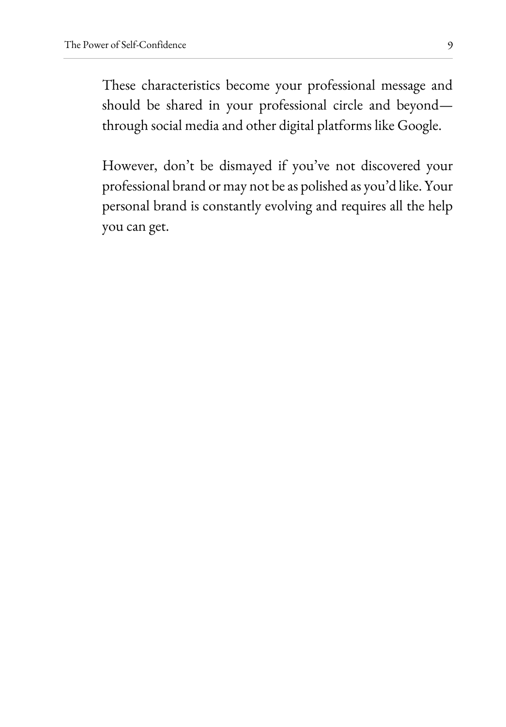These characteristics become your professional message and should be shared in your professional circle and beyond—through social media and other digital platforms like Google.

However, don’t be dismayed if you’ve not discovered your professional brand or may not be as polished as you’d like. Your personal brand is constantly evolving and requires all the help you can get.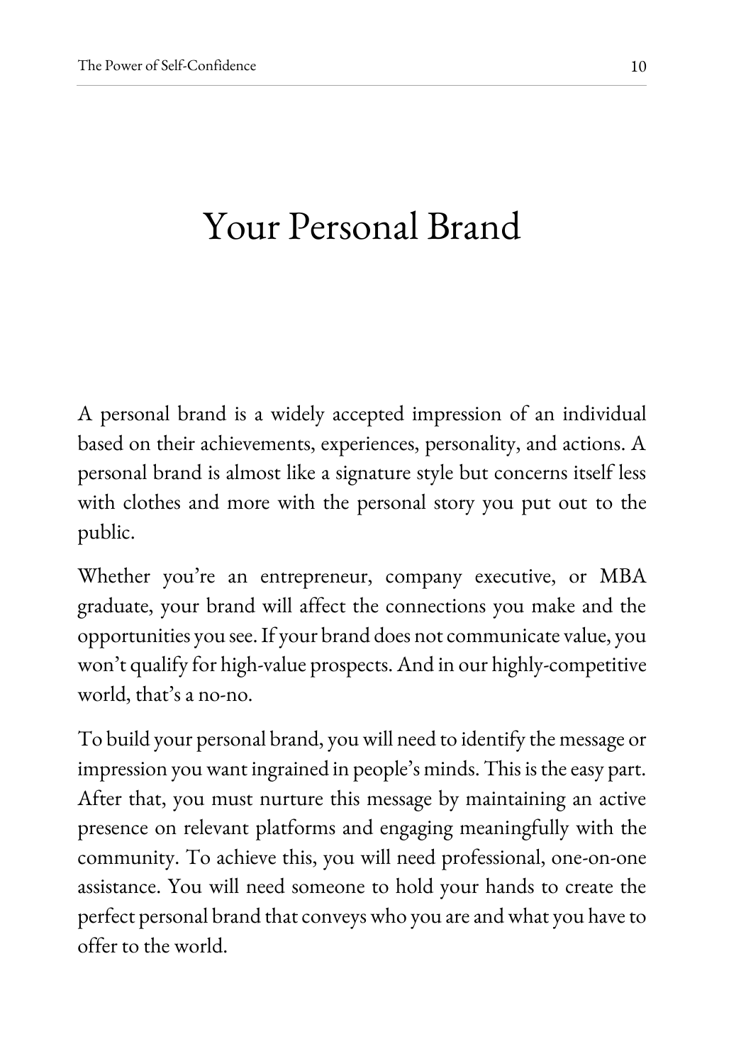# Your Personal Brand

A personal brand is a widely accepted impression of an individual based on their achievements, experiences, personality, and actions. A personal brand is almost like a signature style but concerns itself less with clothes and more with the personal story you put out to the public.

Whether you're an entrepreneur, company executive, or MBA graduate, your brand will affect the connections you make and the opportunities you see. If your brand does not communicate value, you won't qualify for high-value prospects. And in our highly-competitive world, that's a no-no.

To build your personal brand, you will need to identify the message or impression you want ingrained in people's minds. This is the easy part. After that, you must nurture this message by maintaining an active presence on relevant platforms and engaging meaningfully with the community. To achieve this, you will need professional, one-on-one assistance. You will need someone to hold your hands to create the perfect personal brand that conveys who you are and what you have to offer to the world.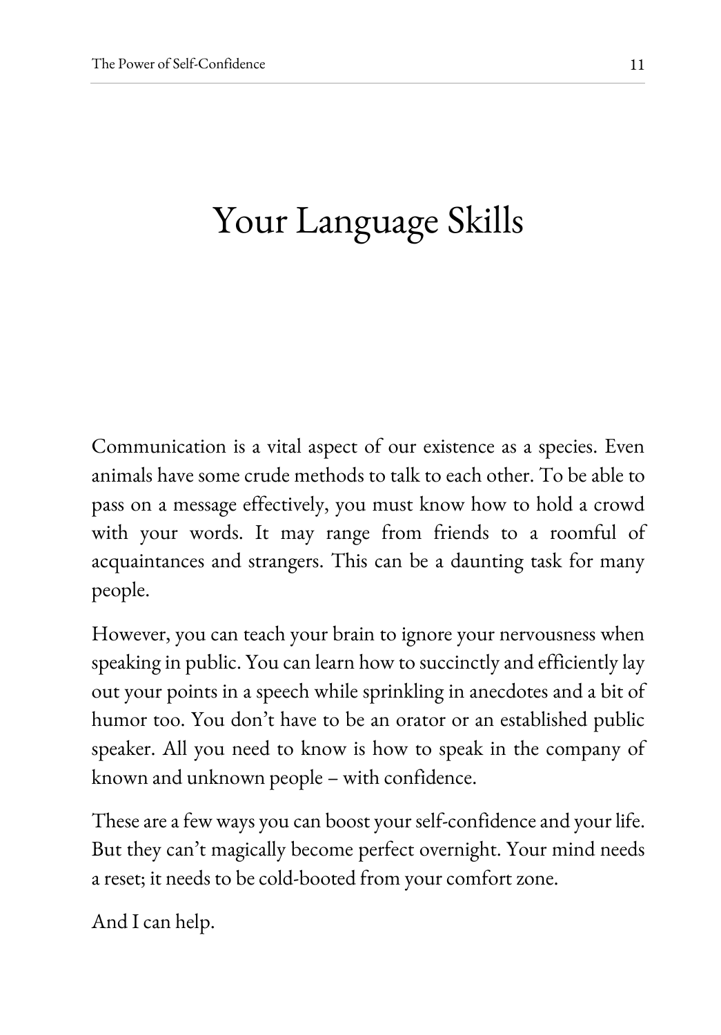# Your Language Skills

Communication is a vital aspect of our existence as a species. Even animals have some crude methods to talk to each other. To be able to pass on a message effectively, you must know how to hold a crowd with your words. It may range from friends to a roomful of acquaintances and strangers. This can be a daunting task for many people.

However, you can teach your brain to ignore your nervousness when speaking in public. You can learn how to succinctly and efficiently lay out your points in a speech while sprinkling in anecdotes and a bit of humor too. You don't have to be an orator or an established public speaker. All you need to know is how to speak in the company of known and unknown people – with confidence.

These are a few ways you can boost your self-confidence and your life. But they can't magically become perfect overnight. Your mind needs a reset; it needs to be cold-booted from your comfort zone.

And I can help.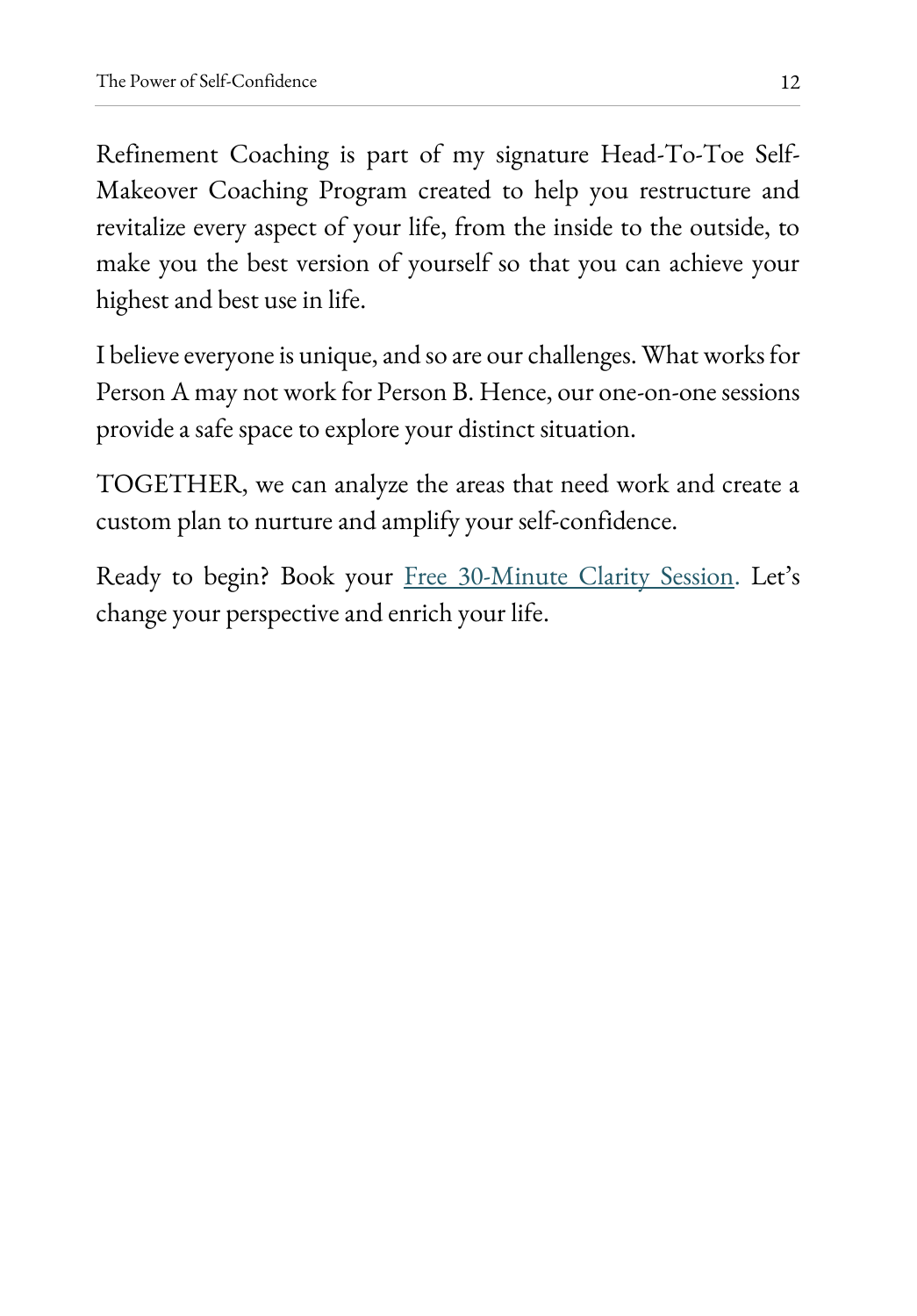Refinement Coaching is part of my signature Head-To-Toe Self-Makeover Coaching Program created to help you restructure and revitalize every aspect of your life, from the inside to the outside, to make you the best version of yourself so that you can achieve your highest and best use in life.

I believe everyone is unique, and so are our challenges. What works for Person A may not work for Person B. Hence, our one-on-one sessions provide a safe space to explore your distinct situation.

TOGETHER, we can analyze the areas that need work and create a custom plan to nurture and amplify your self-confidence.

Ready to begin? Book your Free 30-Minute Clarity Session. Let's change your perspective and enrich your life.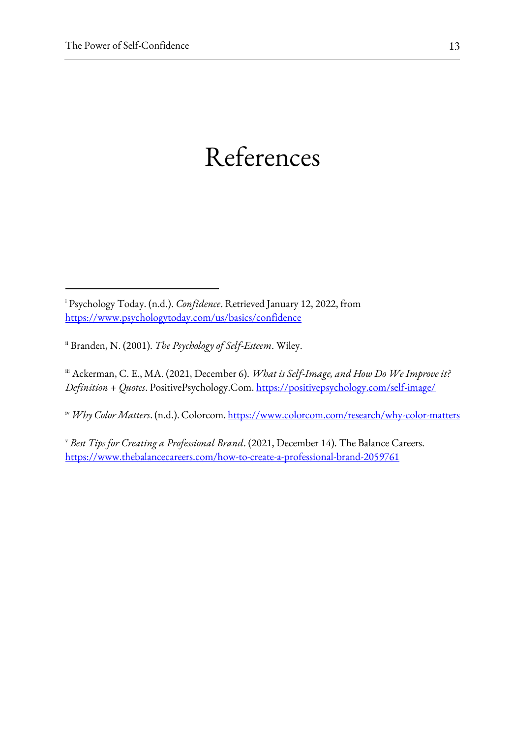# References

[i] Psychology Today. (n.d.). *Confidence*. Retrieved January 12, 2022, from https://www.psychologytoday.com/us/basics/confidence

[ii] Branden, N. (2001). *The Psychology of Self-Esteem*. Wiley.

[iii] Ackerman, C. E., MA. (2021, December 6). *What is Self-Image, and How Do We Improve it? Definition + Quotes*. PositivePsychology.Com. https://positivepsychology.com/self-image/

[iv] *Why Color Matters*. (n.d.). Colorcom. https://www.colorcom.com/research/why-color-matters

[v] *Best Tips for Creating a Professional Brand*. (2021, December 14). The Balance Careers. https://www.thebalancecareers.com/how-to-create-a-professional-brand-2059761